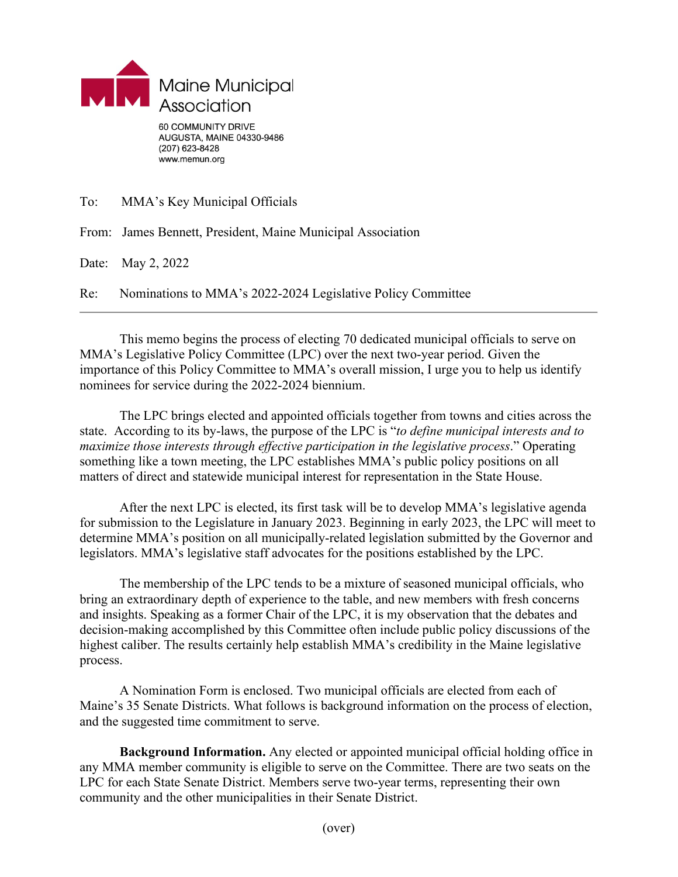**Maine Municipal Association**

60 COMMUNITY DRIVE
AUGUSTA, MAINE 04330-9486
(207) 623-8428
www.memun.org

To: MMA's Key Municipal Officials

From: James Bennett, President, Maine Municipal Association

Date: May 2, 2022

Re: Nominations to MMA's 2022-2024 Legislative Policy Committee

---

This memo begins the process of electing 70 dedicated municipal officials to serve on MMA's Legislative Policy Committee (LPC) over the next two-year period. Given the importance of this Policy Committee to MMA's overall mission, I urge you to help us identify nominees for service during the 2022-2024 biennium.

The LPC brings elected and appointed officials together from towns and cities across the state. According to its by-laws, the purpose of the LPC is "*to define municipal interests and to maximize those interests through effective participation in the legislative process*." Operating something like a town meeting, the LPC establishes MMA's public policy positions on all matters of direct and statewide municipal interest for representation in the State House.

After the next LPC is elected, its first task will be to develop MMA's legislative agenda for submission to the Legislature in January 2023. Beginning in early 2023, the LPC will meet to determine MMA's position on all municipally-related legislation submitted by the Governor and legislators. MMA's legislative staff advocates for the positions established by the LPC.

The membership of the LPC tends to be a mixture of seasoned municipal officials, who bring an extraordinary depth of experience to the table, and new members with fresh concerns and insights. Speaking as a former Chair of the LPC, it is my observation that the debates and decision-making accomplished by this Committee often include public policy discussions of the highest caliber. The results certainly help establish MMA's credibility in the Maine legislative process.

A Nomination Form is enclosed. Two municipal officials are elected from each of Maine's 35 Senate Districts. What follows is background information on the process of election, and the suggested time commitment to serve.

**Background Information.** Any elected or appointed municipal official holding office in any MMA member community is eligible to serve on the Committee. There are two seats on the LPC for each State Senate District. Members serve two-year terms, representing their own community and the other municipalities in their Senate District.

(over)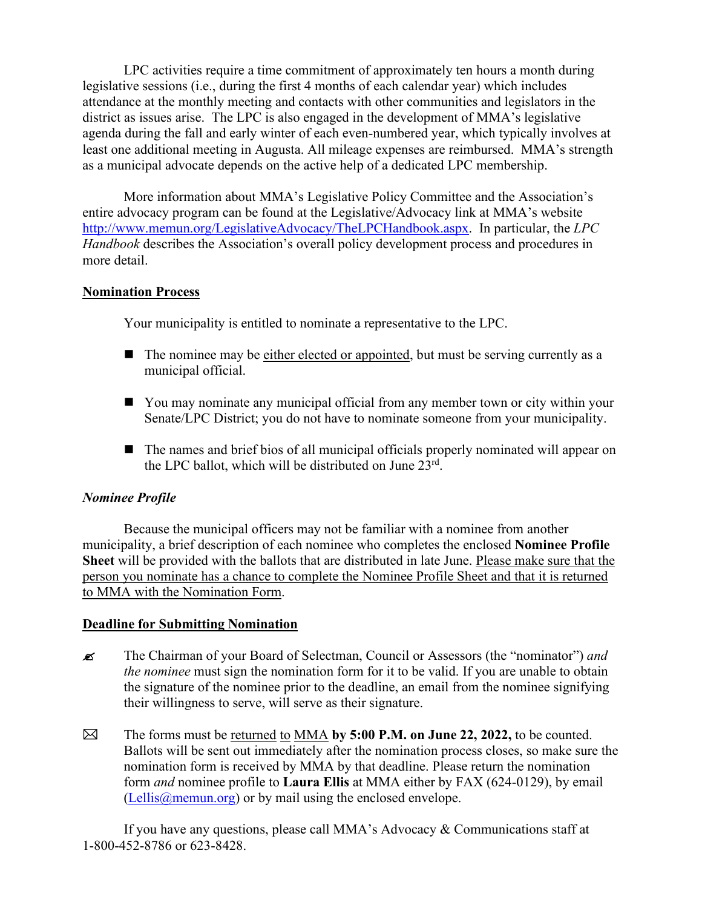LPC activities require a time commitment of approximately ten hours a month during legislative sessions (i.e., during the first 4 months of each calendar year) which includes attendance at the monthly meeting and contacts with other communities and legislators in the district as issues arise. The LPC is also engaged in the development of MMA's legislative agenda during the fall and early winter of each even-numbered year, which typically involves at least one additional meeting in Augusta. All mileage expenses are reimbursed. MMA's strength as a municipal advocate depends on the active help of a dedicated LPC membership.

More information about MMA's Legislative Policy Committee and the Association's entire advocacy program can be found at the Legislative/Advocacy link at MMA's website http://www.memun.org/LegislativeAdvocacy/TheLPCHandbook.aspx. In particular, the *LPC Handbook* describes the Association's overall policy development process and procedures in more detail.

## Nomination Process

Your municipality is entitled to nominate a representative to the LPC.

- The nominee may be either elected or appointed, but must be serving currently as a municipal official.
- You may nominate any municipal official from any member town or city within your Senate/LPC District; you do not have to nominate someone from your municipality.
- The names and brief bios of all municipal officials properly nominated will appear on the LPC ballot, which will be distributed on June 23rd.

### *Nominee Profile*

Because the municipal officers may not be familiar with a nominee from another municipality, a brief description of each nominee who completes the enclosed **Nominee Profile Sheet** will be provided with the ballots that are distributed in late June. Please make sure that the person you nominate has a chance to complete the Nominee Profile Sheet and that it is returned to MMA with the Nomination Form.

## Deadline for Submitting Nomination

✍ The Chairman of your Board of Selectman, Council or Assessors (the "nominator") *and the nominee* must sign the nomination form for it to be valid. If you are unable to obtain the signature of the nominee prior to the deadline, an email from the nominee signifying their willingness to serve, will serve as their signature.

✉ The forms must be returned to MMA **by 5:00 P.M. on June 22, 2022,** to be counted. Ballots will be sent out immediately after the nomination process closes, so make sure the nomination form is received by MMA by that deadline. Please return the nomination form *and* nominee profile to **Laura Ellis** at MMA either by FAX (624-0129), by email (Lellis@memun.org) or by mail using the enclosed envelope.

If you have any questions, please call MMA's Advocacy & Communications staff at 1-800-452-8786 or 623-8428.